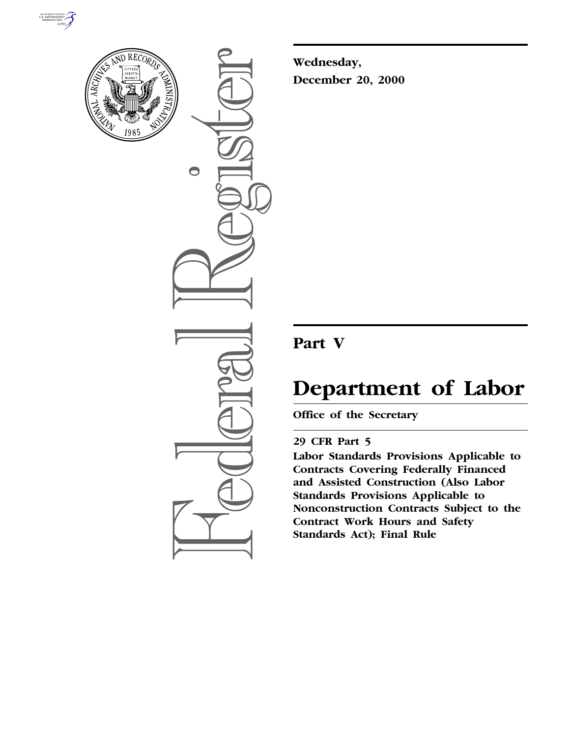**Wednesday,**
**December 20, 2000**

## Part V

# Department of Labor

**Office of the Secretary**

**29 CFR Part 5**

**Labor Standards Provisions Applicable to Contracts Covering Federally Financed and Assisted Construction (Also Labor Standards Provisions Applicable to Nonconstruction Contracts Subject to the Contract Work Hours and Safety Standards Act); Final Rule**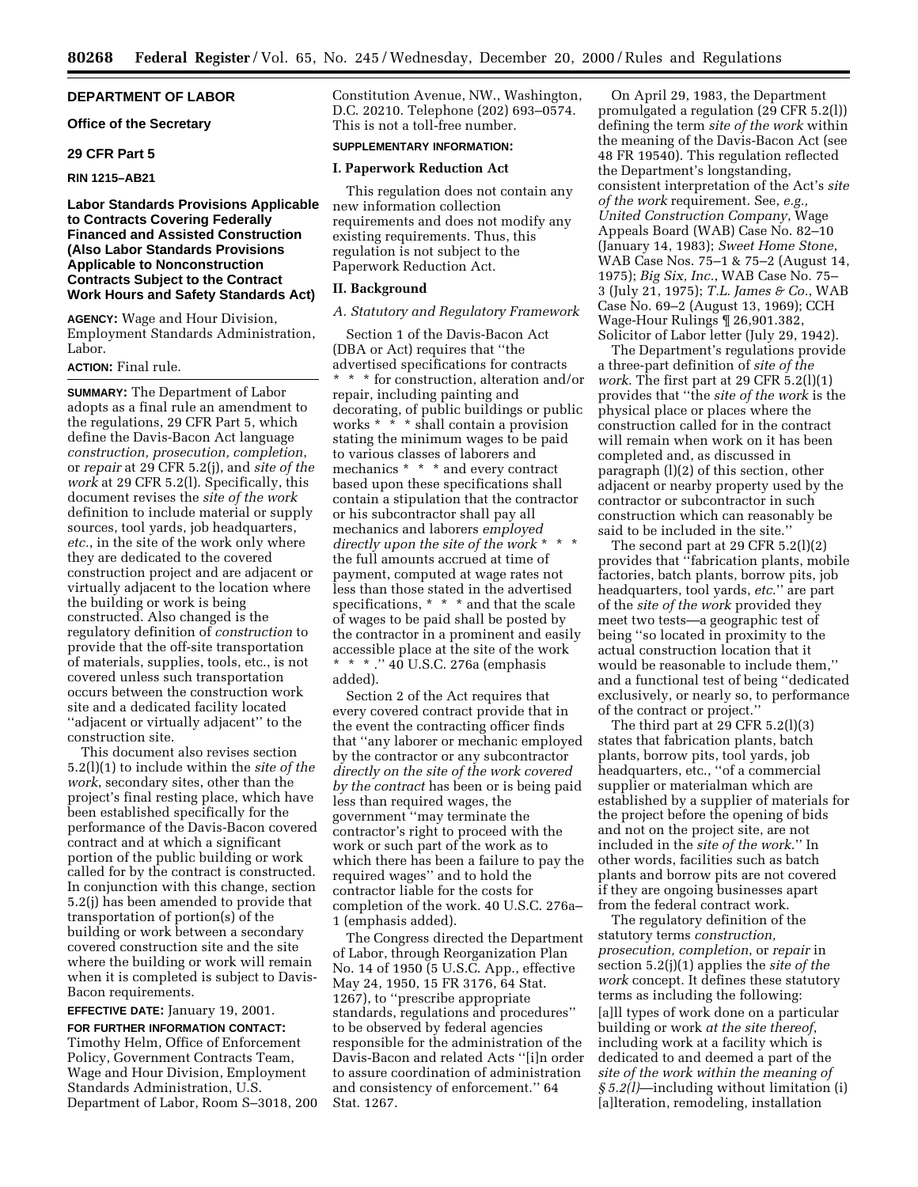## DEPARTMENT OF LABOR

### Office of the Secretary

### 29 CFR Part 5

**RIN 1215–AB21**

## Labor Standards Provisions Applicable to Contracts Covering Federally Financed and Assisted Construction (Also Labor Standards Provisions Applicable to Nonconstruction Contracts Subject to the Contract Work Hours and Safety Standards Act)

**AGENCY:** Wage and Hour Division, Employment Standards Administration, Labor.

**ACTION:** Final rule.

**SUMMARY:** The Department of Labor adopts as a final rule an amendment to the regulations, 29 CFR Part 5, which define the Davis-Bacon Act language *construction, prosecution, completion*, or *repair* at 29 CFR 5.2(j), and *site of the work* at 29 CFR 5.2(l). Specifically, this document revises the *site of the work* definition to include material or supply sources, tool yards, job headquarters, *etc.*, in the site of the work only where they are dedicated to the covered construction project and are adjacent or virtually adjacent to the location where the building or work is being constructed. Also changed is the regulatory definition of *construction* to provide that the off-site transportation of materials, supplies, tools, etc., is not covered unless such transportation occurs between the construction work site and a dedicated facility located ''adjacent or virtually adjacent'' to the construction site.

This document also revises section 5.2(l)(1) to include within the *site of the work*, secondary sites, other than the project's final resting place, which have been established specifically for the performance of the Davis-Bacon covered contract and at which a significant portion of the public building or work called for by the contract is constructed. In conjunction with this change, section 5.2(j) has been amended to provide that transportation of portion(s) of the building or work between a secondary covered construction site and the site where the building or work will remain when it is completed is subject to Davis-Bacon requirements.

**EFFECTIVE DATE:** January 19, 2001.

**FOR FURTHER INFORMATION CONTACT:** Timothy Helm, Office of Enforcement Policy, Government Contracts Team, Wage and Hour Division, Employment Standards Administration, U.S. Department of Labor, Room S–3018, 200 Constitution Avenue, NW., Washington, D.C. 20210. Telephone (202) 693–0574. This is not a toll-free number.

**SUPPLEMENTARY INFORMATION:**

### I. Paperwork Reduction Act

This regulation does not contain any new information collection requirements and does not modify any existing requirements. Thus, this regulation is not subject to the Paperwork Reduction Act.

### II. Background

*A. Statutory and Regulatory Framework*

Section 1 of the Davis-Bacon Act (DBA or Act) requires that ''the advertised specifications for contracts * * * for construction, alteration and/or repair, including painting and decorating, of public buildings or public works * * * shall contain a provision stating the minimum wages to be paid to various classes of laborers and mechanics * * * and every contract based upon these specifications shall contain a stipulation that the contractor or his subcontractor shall pay all mechanics and laborers *employed directly upon the site of the work* * * * the full amounts accrued at time of payment, computed at wage rates not less than those stated in the advertised specifications, * * * and that the scale of wages to be paid shall be posted by the contractor in a prominent and easily accessible place at the site of the work * * * .'' 40 U.S.C. 276a (emphasis added).

Section 2 of the Act requires that every covered contract provide that in the event the contracting officer finds that ''any laborer or mechanic employed by the contractor or any subcontractor *directly on the site of the work covered by the contract* has been or is being paid less than required wages, the government ''may terminate the contractor's right to proceed with the work or such part of the work as to which there has been a failure to pay the required wages'' and to hold the contractor liable for the costs for completion of the work. 40 U.S.C. 276a–1 (emphasis added).

The Congress directed the Department of Labor, through Reorganization Plan No. 14 of 1950 (5 U.S.C. App., effective May 24, 1950, 15 FR 3176, 64 Stat. 1267), to ''prescribe appropriate standards, regulations and procedures'' to be observed by federal agencies responsible for the administration of the Davis-Bacon and related Acts ''[i]n order to assure coordination of administration and consistency of enforcement.'' 64 Stat. 1267.

On April 29, 1983, the Department promulgated a regulation (29 CFR 5.2(l)) defining the term *site of the work* within the meaning of the Davis-Bacon Act (see 48 FR 19540). This regulation reflected the Department's longstanding, consistent interpretation of the Act's *site of the work* requirement. See, *e.g., United Construction Company*, Wage Appeals Board (WAB) Case No. 82–10 (January 14, 1983); *Sweet Home Stone*, WAB Case Nos. 75–1 & 75–2 (August 14, 1975); *Big Six, Inc.*, WAB Case No. 75–3 (July 21, 1975); *T.L. James & Co.*, WAB Case No. 69–2 (August 13, 1969); CCH Wage-Hour Rulings ¶ 26,901.382, Solicitor of Labor letter (July 29, 1942).

The Department's regulations provide a three-part definition of *site of the work*. The first part at 29 CFR 5.2(l)(1) provides that ''the *site of the work* is the physical place or places where the construction called for in the contract will remain when work on it has been completed and, as discussed in paragraph (l)(2) of this section, other adjacent or nearby property used by the contractor or subcontractor in such construction which can reasonably be said to be included in the site.''

The second part at 29 CFR 5.2(l)(2) provides that ''fabrication plants, mobile factories, batch plants, borrow pits, job headquarters, tool yards, *etc.*'' are part of the *site of the work* provided they meet two tests—a geographic test of being ''so located in proximity to the actual construction location that it would be reasonable to include them,'' and a functional test of being ''dedicated exclusively, or nearly so, to performance of the contract or project.''

The third part at 29 CFR 5.2(l)(3) states that fabrication plants, batch plants, borrow pits, tool yards, job headquarters, etc., ''of a commercial supplier or materialman which are established by a supplier of materials for the project before the opening of bids and not on the project site, are not included in the *site of the work*.'' In other words, facilities such as batch plants and borrow pits are not covered if they are ongoing businesses apart from the federal contract work.

The regulatory definition of the statutory terms *construction, prosecution, completion*, or *repair* in section 5.2(j)(1) applies the *site of the work* concept. It defines these statutory terms as including the following:

[a]ll types of work done on a particular building or work *at the site thereof*, including work at a facility which is dedicated to and deemed a part of the *site of the work within the meaning of § 5.2(l)*—including without limitation (i) [a]lteration, remodeling, installation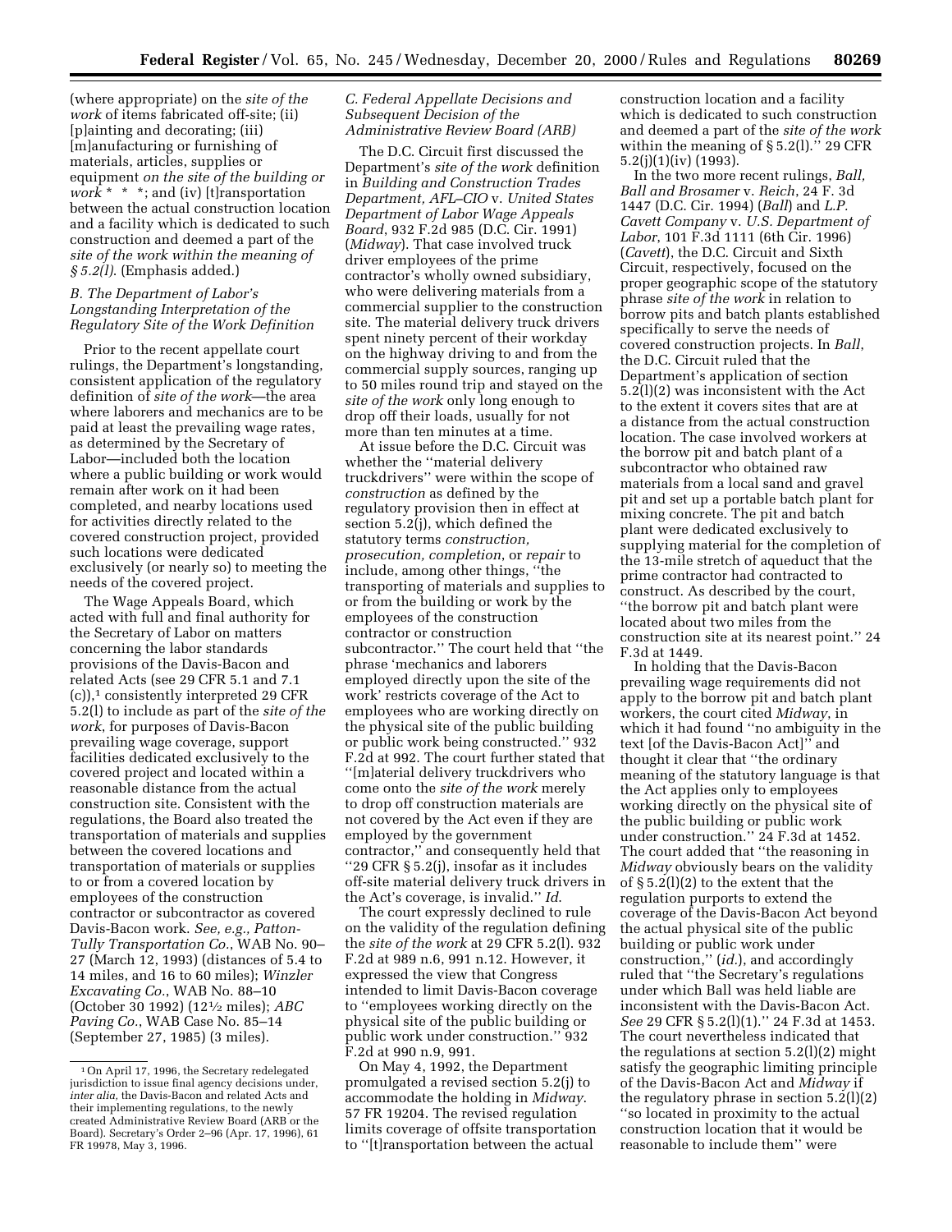(where appropriate) on the *site of the work* of items fabricated off-site; (ii) [p]ainting and decorating; (iii) [m]anufacturing or furnishing of materials, articles, supplies or equipment *on the site of the building or work* * * *; and (iv) [t]ransportation between the actual construction location and a facility which is dedicated to such construction and deemed a part of the *site of the work within the meaning of § 5.2(l)*. (Emphasis added.)

### *B. The Department of Labor's Longstanding Interpretation of the Regulatory Site of the Work Definition*

Prior to the recent appellate court rulings, the Department's longstanding, consistent application of the regulatory definition of *site of the work*—the area where laborers and mechanics are to be paid at least the prevailing wage rates, as determined by the Secretary of Labor—included both the location where a public building or work would remain after work on it had been completed, and nearby locations used for activities directly related to the covered construction project, provided such locations were dedicated exclusively (or nearly so) to meeting the needs of the covered project.

The Wage Appeals Board, which acted with full and final authority for the Secretary of Labor on matters concerning the labor standards provisions of the Davis-Bacon and related Acts (see 29 CFR 5.1 and 7.1 (c)),[1] consistently interpreted 29 CFR 5.2(l) to include as part of the *site of the work*, for purposes of Davis-Bacon prevailing wage coverage, support facilities dedicated exclusively to the covered project and located within a reasonable distance from the actual construction site. Consistent with the regulations, the Board also treated the transportation of materials and supplies between the covered locations and transportation of materials or supplies to or from a covered location by employees of the construction contractor or subcontractor as covered Davis-Bacon work. *See, e.g., Patton-Tully Transportation Co.*, WAB No. 90–27 (March 12, 1993) (distances of 5.4 to 14 miles, and 16 to 60 miles); *Winzler Excavating Co.*, WAB No. 88–10 (October 30 1992) (12½ miles); *ABC Paving Co.*, WAB Case No. 85–14 (September 27, 1985) (3 miles).

### *C. Federal Appellate Decisions and Subsequent Decision of the Administrative Review Board (ARB)*

The D.C. Circuit first discussed the Department's *site of the work* definition in *Building and Construction Trades Department, AFL–CIO* v. *United States Department of Labor Wage Appeals Board*, 932 F.2d 985 (D.C. Cir. 1991) (*Midway*). That case involved truck driver employees of the prime contractor's wholly owned subsidiary, who were delivering materials from a commercial supplier to the construction site. The material delivery truck drivers spent ninety percent of their workday on the highway driving to and from the commercial supply sources, ranging up to 50 miles round trip and stayed on the *site of the work* only long enough to drop off their loads, usually for not more than ten minutes at a time.

At issue before the D.C. Circuit was whether the ''material delivery truckdrivers'' were within the scope of *construction* as defined by the regulatory provision then in effect at section 5.2(j), which defined the statutory terms *construction, prosecution, completion*, or *repair* to include, among other things, ''the transporting of materials and supplies to or from the building or work by the employees of the construction contractor or construction subcontractor.'' The court held that ''the phrase 'mechanics and laborers employed directly upon the site of the work' restricts coverage of the Act to employees who are working directly on the physical site of the public building or public work being constructed.'' 932 F.2d at 992. The court further stated that ''[m]aterial delivery truckdrivers who come onto the *site of the work* merely to drop off construction materials are not covered by the Act even if they are employed by the government contractor,'' and consequently held that ''29 CFR § 5.2(j), insofar as it includes off-site material delivery truck drivers in the Act's coverage, is invalid.'' *Id*.

The court expressly declined to rule on the validity of the regulation defining the *site of the work* at 29 CFR 5.2(l). 932 F.2d at 989 n.6, 991 n.12. However, it expressed the view that Congress intended to limit Davis-Bacon coverage to ''employees working directly on the physical site of the public building or public work under construction.'' 932 F.2d at 990 n.9, 991.

On May 4, 1992, the Department promulgated a revised section 5.2(j) to accommodate the holding in *Midway*. 57 FR 19204. The revised regulation limits coverage of offsite transportation to ''[t]ransportation between the actual construction location and a facility which is dedicated to such construction and deemed a part of the *site of the work* within the meaning of § 5.2(l).'' 29 CFR 5.2(j)(1)(iv) (1993).

In the two more recent rulings, *Ball, Ball and Brosamer* v. *Reich*, 24 F. 3d 1447 (D.C. Cir. 1994) (*Ball*) and *L.P. Cavett Company* v. *U.S. Department of Labor*, 101 F.3d 1111 (6th Cir. 1996) (*Cavett*), the D.C. Circuit and Sixth Circuit, respectively, focused on the proper geographic scope of the statutory phrase *site of the work* in relation to borrow pits and batch plants established specifically to serve the needs of covered construction projects. In *Ball*, the D.C. Circuit ruled that the Department's application of section 5.2(l)(2) was inconsistent with the Act to the extent it covers sites that are at a distance from the actual construction location. The case involved workers at the borrow pit and batch plant of a subcontractor who obtained raw materials from a local sand and gravel pit and set up a portable batch plant for mixing concrete. The pit and batch plant were dedicated exclusively to supplying material for the completion of the 13-mile stretch of aqueduct that the prime contractor had contracted to construct. As described by the court, ''the borrow pit and batch plant were located about two miles from the construction site at its nearest point.'' 24 F.3d at 1449.

In holding that the Davis-Bacon prevailing wage requirements did not apply to the borrow pit and batch plant workers, the court cited *Midway*, in which it had found ''no ambiguity in the text [of the Davis-Bacon Act]'' and thought it clear that ''the ordinary meaning of the statutory language is that the Act applies only to employees working directly on the physical site of the public building or public work under construction.'' 24 F.3d at 1452. The court added that ''the reasoning in *Midway* obviously bears on the validity of § 5.2(l)(2) to the extent that the regulation purports to extend the coverage of the Davis-Bacon Act beyond the actual physical site of the public building or public work under construction,'' (*id.*), and accordingly ruled that ''the Secretary's regulations under which Ball was held liable are inconsistent with the Davis-Bacon Act. *See* 29 CFR § 5.2(l)(1).'' 24 F.3d at 1453. The court nevertheless indicated that the regulations at section 5.2(l)(2) might satisfy the geographic limiting principle of the Davis-Bacon Act and *Midway* if the regulatory phrase in section 5.2(l)(2) ''so located in proximity to the actual construction location that it would be reasonable to include them'' were

[1] On April 17, 1996, the Secretary redelegated jurisdiction to issue final agency decisions under, *inter alia*, the Davis-Bacon and related Acts and their implementing regulations, to the newly created Administrative Review Board (ARB or the Board). Secretary's Order 2–96 (Apr. 17, 1996), 61 FR 19978, May 3, 1996.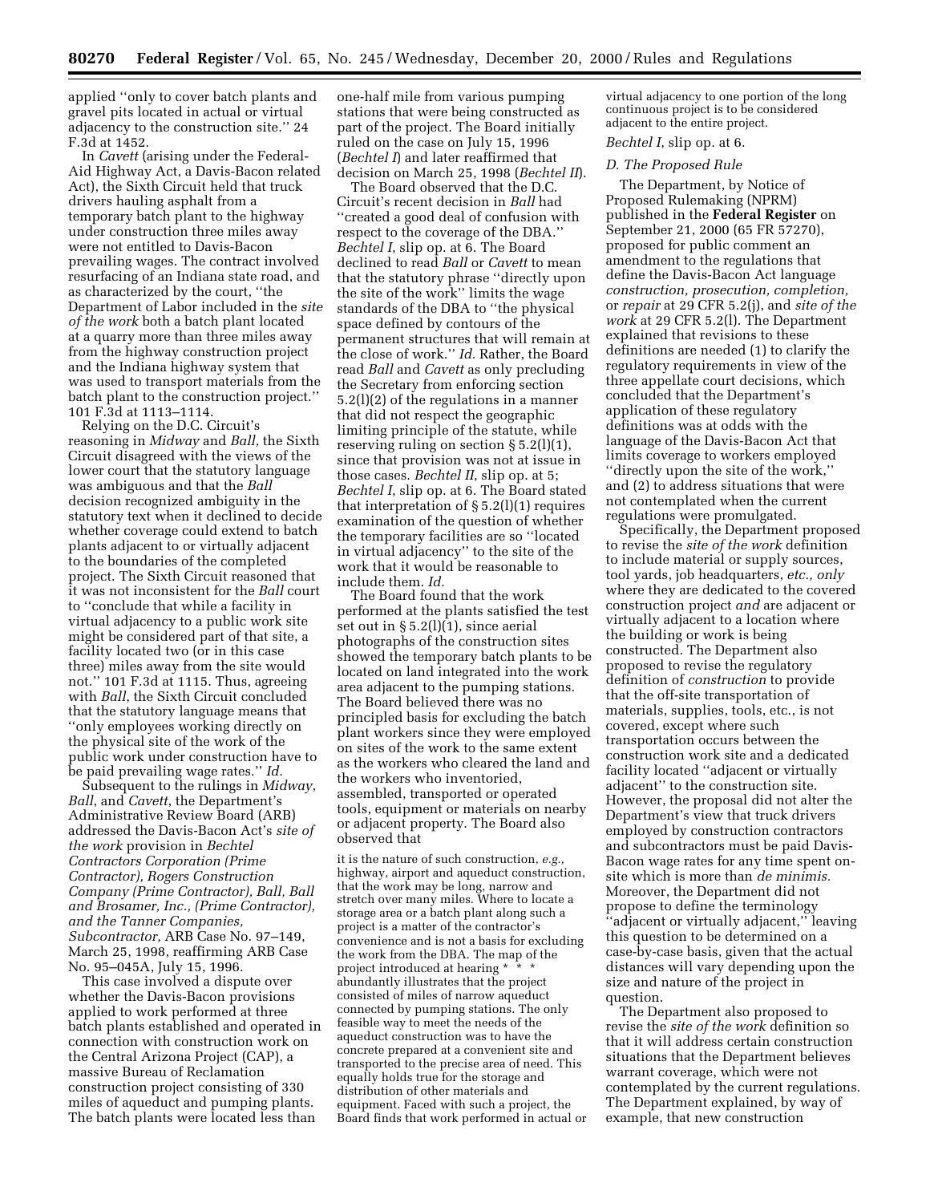applied ''only to cover batch plants and gravel pits located in actual or virtual adjacency to the construction site.'' 24 F.3d at 1452.

In *Cavett* (arising under the Federal-Aid Highway Act, a Davis-Bacon related Act), the Sixth Circuit held that truck drivers hauling asphalt from a temporary batch plant to the highway under construction three miles away were not entitled to Davis-Bacon prevailing wages. The contract involved resurfacing of an Indiana state road, and as characterized by the court, ''the Department of Labor included in the *site of the work* both a batch plant located at a quarry more than three miles away from the highway construction project and the Indiana highway system that was used to transport materials from the batch plant to the construction project.'' 101 F.3d at 1113–1114.

Relying on the D.C. Circuit's reasoning in *Midway* and *Ball,* the Sixth Circuit disagreed with the views of the lower court that the statutory language was ambiguous and that the *Ball* decision recognized ambiguity in the statutory text when it declined to decide whether coverage could extend to batch plants adjacent to or virtually adjacent to the boundaries of the completed project. The Sixth Circuit reasoned that it was not inconsistent for the *Ball* court to ''conclude that while a facility in virtual adjacency to a public work site might be considered part of that site, a facility located two (or in this case three) miles away from the site would not.'' 101 F.3d at 1115. Thus, agreeing with *Ball*, the Sixth Circuit concluded that the statutory language means that ''only employees working directly on the physical site of the work of the public work under construction have to be paid prevailing wage rates.'' *Id.*

Subsequent to the rulings in *Midway*, *Ball*, and *Cavett*, the Department's Administrative Review Board (ARB) addressed the Davis-Bacon Act's *site of the work* provision in *Bechtel Contractors Corporation (Prime Contractor), Rogers Construction Company (Prime Contractor), Ball, Ball and Brosamer, Inc., (Prime Contractor), and the Tanner Companies, Subcontractor,* ARB Case No. 97–149, March 25, 1998, reaffirming ARB Case No. 95–045A, July 15, 1996.

This case involved a dispute over whether the Davis-Bacon provisions applied to work performed at three batch plants established and operated in connection with construction work on the Central Arizona Project (CAP), a massive Bureau of Reclamation construction project consisting of 330 miles of aqueduct and pumping plants. The batch plants were located less than one-half mile from various pumping stations that were being constructed as part of the project. The Board initially ruled on the case on July 15, 1996 (*Bechtel I*) and later reaffirmed that decision on March 25, 1998 (*Bechtel II*).

The Board observed that the D.C. Circuit's recent decision in *Ball* had ''created a good deal of confusion with respect to the coverage of the DBA.'' *Bechtel I*, slip op. at 6. The Board declined to read *Ball* or *Cavett* to mean that the statutory phrase ''directly upon the site of the work'' limits the wage standards of the DBA to ''the physical space defined by contours of the permanent structures that will remain at the close of work.'' *Id.* Rather, the Board read *Ball* and *Cavett* as only precluding the Secretary from enforcing section 5.2(l)(2) of the regulations in a manner that did not respect the geographic limiting principle of the statute, while reserving ruling on section § 5.2(l)(1), since that provision was not at issue in those cases. *Bechtel II*, slip op. at 5; *Bechtel I*, slip op. at 6. The Board stated that interpretation of § 5.2(l)(1) requires examination of the question of whether the temporary facilities are so ''located in virtual adjacency'' to the site of the work that it would be reasonable to include them. *Id.*

The Board found that the work performed at the plants satisfied the test set out in § 5.2(l)(1), since aerial photographs of the construction sites showed the temporary batch plants to be located on land integrated into the work area adjacent to the pumping stations. The Board believed there was no principled basis for excluding the batch plant workers since they were employed on sites of the work to the same extent as the workers who cleared the land and the workers who inventoried, assembled, transported or operated tools, equipment or materials on nearby or adjacent property. The Board also observed that

> it is the nature of such construction, *e.g.,* highway, airport and aqueduct construction, that the work may be long, narrow and stretch over many miles. Where to locate a storage area or a batch plant along such a project is a matter of the contractor's convenience and is not a basis for excluding the work from the DBA. The map of the project introduced at hearing * * * abundantly illustrates that the project consisted of miles of narrow aqueduct connected by pumping stations. The only feasible way to meet the needs of the aqueduct construction was to have the concrete prepared at a convenient site and transported to the precise area of need. This equally holds true for the storage and distribution of other materials and equipment. Faced with such a project, the Board finds that work performed in actual or virtual adjacency to one portion of the long continuous project is to be considered adjacent to the entire project.

*Bechtel I*, slip op. at 6.

### *D. The Proposed Rule*

The Department, by Notice of Proposed Rulemaking (NPRM) published in the **Federal Register** on September 21, 2000 (65 FR 57270), proposed for public comment an amendment to the regulations that define the Davis-Bacon Act language *construction, prosecution, completion,* or *repair* at 29 CFR 5.2(j), and *site of the work* at 29 CFR 5.2(l). The Department explained that revisions to these definitions are needed (1) to clarify the regulatory requirements in view of the three appellate court decisions, which concluded that the Department's application of these regulatory definitions was at odds with the language of the Davis-Bacon Act that limits coverage to workers employed ''directly upon the site of the work,'' and (2) to address situations that were not contemplated when the current regulations were promulgated.

Specifically, the Department proposed to revise the *site of the work* definition to include material or supply sources, tool yards, job headquarters, *etc., only* where they are dedicated to the covered construction project *and* are adjacent or virtually adjacent to a location where the building or work is being constructed. The Department also proposed to revise the regulatory definition of *construction* to provide that the off-site transportation of materials, supplies, tools, etc., is not covered, except where such transportation occurs between the construction work site and a dedicated facility located ''adjacent or virtually adjacent'' to the construction site. However, the proposal did not alter the Department's view that truck drivers employed by construction contractors and subcontractors must be paid Davis-Bacon wage rates for any time spent on-site which is more than *de minimis.* Moreover, the Department did not propose to define the terminology ''adjacent or virtually adjacent,'' leaving this question to be determined on a case-by-case basis, given that the actual distances will vary depending upon the size and nature of the project in question.

The Department also proposed to revise the *site of the work* definition so that it will address certain construction situations that the Department believes warrant coverage, which were not contemplated by the current regulations. The Department explained, by way of example, that new construction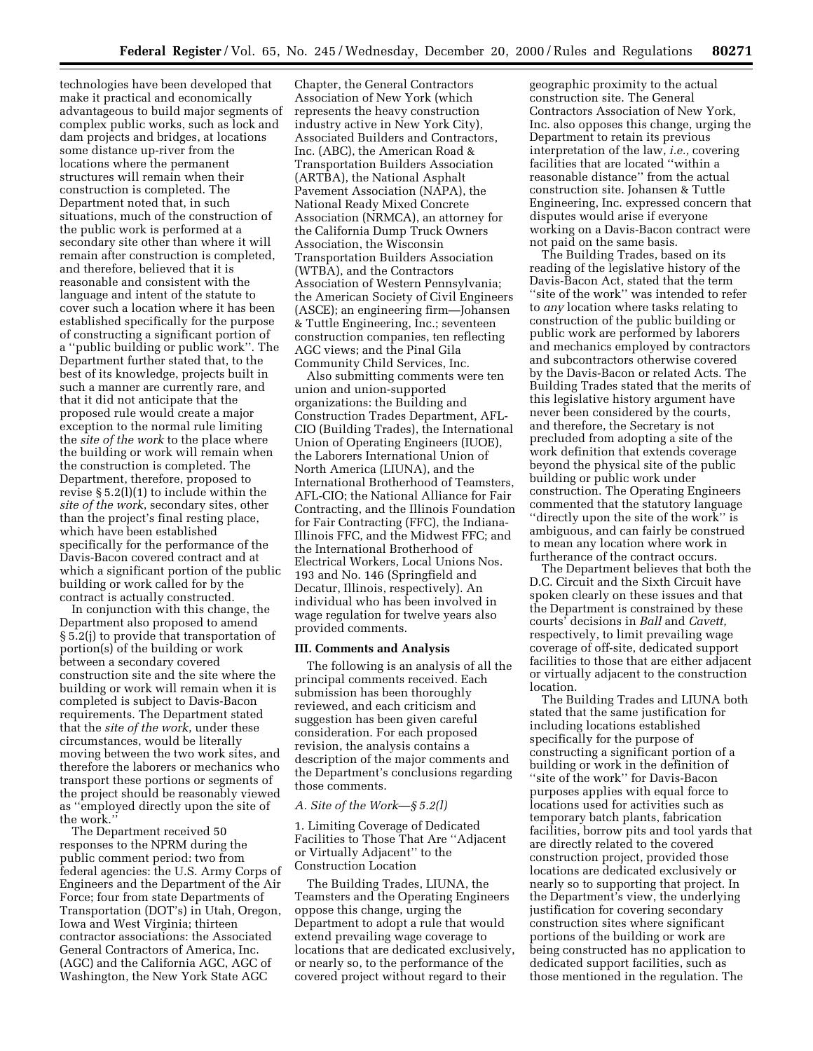technologies have been developed that make it practical and economically advantageous to build major segments of complex public works, such as lock and dam projects and bridges, at locations some distance up-river from the locations where the permanent structures will remain when their construction is completed. The Department noted that, in such situations, much of the construction of the public work is performed at a secondary site other than where it will remain after construction is completed, and therefore, believed that it is reasonable and consistent with the language and intent of the statute to cover such a location where it has been established specifically for the purpose of constructing a significant portion of a ''public building or public work''. The Department further stated that, to the best of its knowledge, projects built in such a manner are currently rare, and that it did not anticipate that the proposed rule would create a major exception to the normal rule limiting the *site of the work* to the place where the building or work will remain when the construction is completed. The Department, therefore, proposed to revise § 5.2(l)(1) to include within the *site of the work*, secondary sites, other than the project's final resting place, which have been established specifically for the performance of the Davis-Bacon covered contract and at which a significant portion of the public building or work called for by the contract is actually constructed.

In conjunction with this change, the Department also proposed to amend § 5.2(j) to provide that transportation of portion(s) of the building or work between a secondary covered construction site and the site where the building or work will remain when it is completed is subject to Davis-Bacon requirements. The Department stated that the *site of the work*, under these circumstances, would be literally moving between the two work sites, and therefore the laborers or mechanics who transport these portions or segments of the project should be reasonably viewed as ''employed directly upon the site of the work.''

The Department received 50 responses to the NPRM during the public comment period: two from federal agencies: the U.S. Army Corps of Engineers and the Department of the Air Force; four from state Departments of Transportation (DOT's) in Utah, Oregon, Iowa and West Virginia; thirteen contractor associations: the Associated General Contractors of America, Inc. (AGC) and the California AGC, AGC of Washington, the New York State AGC Chapter, the General Contractors Association of New York (which represents the heavy construction industry active in New York City), Associated Builders and Contractors, Inc. (ABC), the American Road & Transportation Builders Association (ARTBA), the National Asphalt Pavement Association (NAPA), the National Ready Mixed Concrete Association (NRMCA), an attorney for the California Dump Truck Owners Association, the Wisconsin Transportation Builders Association (WTBA), and the Contractors Association of Western Pennsylvania; the American Society of Civil Engineers (ASCE); an engineering firm—Johansen & Tuttle Engineering, Inc.; seventeen construction companies, ten reflecting AGC views; and the Pinal Gila Community Child Services, Inc.

Also submitting comments were ten union and union-supported organizations: the Building and Construction Trades Department, AFL-CIO (Building Trades), the International Union of Operating Engineers (IUOE), the Laborers International Union of North America (LIUNA), and the International Brotherhood of Teamsters, AFL-CIO; the National Alliance for Fair Contracting, and the Illinois Foundation for Fair Contracting (FFC), the Indiana-Illinois FFC, and the Midwest FFC; and the International Brotherhood of Electrical Workers, Local Unions Nos. 193 and No. 146 (Springfield and Decatur, Illinois, respectively). An individual who has been involved in wage regulation for twelve years also provided comments.

## III. Comments and Analysis

The following is an analysis of all the principal comments received. Each submission has been thoroughly reviewed, and each criticism and suggestion has been given careful consideration. For each proposed revision, the analysis contains a description of the major comments and the Department's conclusions regarding those comments.

### *A. Site of the Work—§ 5.2(l)*

1. Limiting Coverage of Dedicated Facilities to Those That Are ''Adjacent or Virtually Adjacent'' to the Construction Location

The Building Trades, LIUNA, the Teamsters and the Operating Engineers oppose this change, urging the Department to adopt a rule that would extend prevailing wage coverage to locations that are dedicated exclusively, or nearly so, to the performance of the covered project without regard to their geographic proximity to the actual construction site. The General Contractors Association of New York, Inc. also opposes this change, urging the Department to retain its previous interpretation of the law, *i.e.,* covering facilities that are located ''within a reasonable distance'' from the actual construction site. Johansen & Tuttle Engineering, Inc. expressed concern that disputes would arise if everyone working on a Davis-Bacon contract were not paid on the same basis.

The Building Trades, based on its reading of the legislative history of the Davis-Bacon Act, stated that the term ''site of the work'' was intended to refer to *any* location where tasks relating to construction of the public building or public work are performed by laborers and mechanics employed by contractors and subcontractors otherwise covered by the Davis-Bacon or related Acts. The Building Trades stated that the merits of this legislative history argument have never been considered by the courts, and therefore, the Secretary is not precluded from adopting a site of the work definition that extends coverage beyond the physical site of the public building or public work under construction. The Operating Engineers commented that the statutory language ''directly upon the site of the work'' is ambiguous, and can fairly be construed to mean any location where work in furtherance of the contract occurs.

The Department believes that both the D.C. Circuit and the Sixth Circuit have spoken clearly on these issues and that the Department is constrained by these courts' decisions in *Ball* and *Cavett,* respectively, to limit prevailing wage coverage of off-site, dedicated support facilities to those that are either adjacent or virtually adjacent to the construction location.

The Building Trades and LIUNA both stated that the same justification for including locations established specifically for the purpose of constructing a significant portion of a building or work in the definition of ''site of the work'' for Davis-Bacon purposes applies with equal force to locations used for activities such as temporary batch plants, fabrication facilities, borrow pits and tool yards that are directly related to the covered construction project, provided those locations are dedicated exclusively or nearly so to supporting that project. In the Department's view, the underlying justification for covering secondary construction sites where significant portions of the building or work are being constructed has no application to dedicated support facilities, such as those mentioned in the regulation. The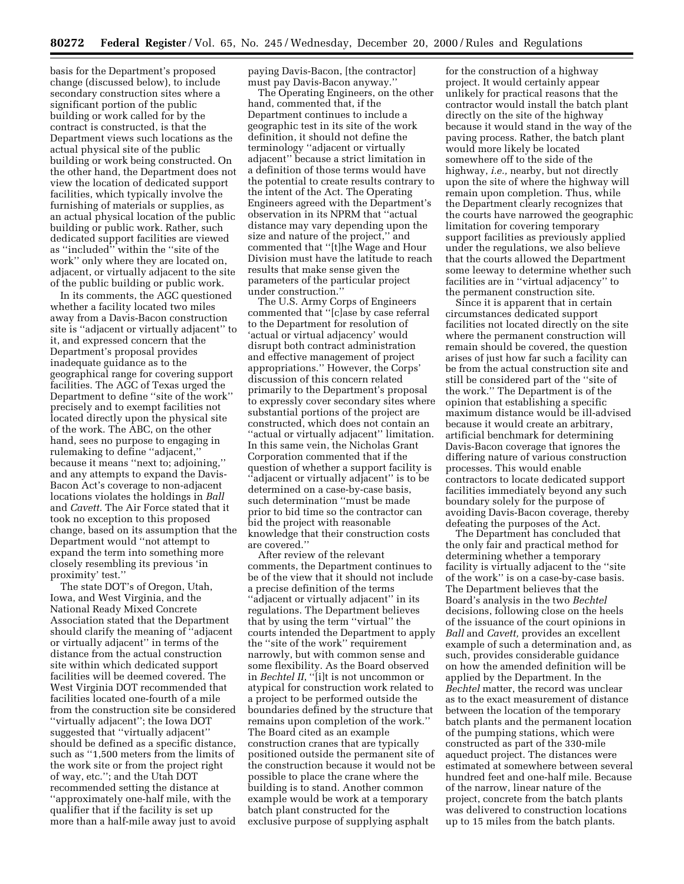basis for the Department's proposed change (discussed below), to include secondary construction sites where a significant portion of the public building or work called for by the contract is constructed, is that the Department views such locations as the actual physical site of the public building or work being constructed. On the other hand, the Department does not view the location of dedicated support facilities, which typically involve the furnishing of materials or supplies, as an actual physical location of the public building or public work. Rather, such dedicated support facilities are viewed as ''included'' within the ''site of the work'' only where they are located on, adjacent, or virtually adjacent to the site of the public building or public work.

In its comments, the AGC questioned whether a facility located two miles away from a Davis-Bacon construction site is ''adjacent or virtually adjacent'' to it, and expressed concern that the Department's proposal provides inadequate guidance as to the geographical range for covering support facilities. The AGC of Texas urged the Department to define ''site of the work'' precisely and to exempt facilities not located directly upon the physical site of the work. The ABC, on the other hand, sees no purpose to engaging in rulemaking to define ''adjacent,'' because it means ''next to; adjoining,'' and any attempts to expand the Davis-Bacon Act's coverage to non-adjacent locations violates the holdings in *Ball* and *Cavett.* The Air Force stated that it took no exception to this proposed change, based on its assumption that the Department would ''not attempt to expand the term into something more closely resembling its previous 'in proximity' test.''

The state DOT's of Oregon, Utah, Iowa, and West Virginia, and the National Ready Mixed Concrete Association stated that the Department should clarify the meaning of ''adjacent or virtually adjacent'' in terms of the distance from the actual construction site within which dedicated support facilities will be deemed covered. The West Virginia DOT recommended that facilities located one-fourth of a mile from the construction site be considered ''virtually adjacent''; the Iowa DOT suggested that ''virtually adjacent'' should be defined as a specific distance, such as ''1,500 meters from the limits of the work site or from the project right of way, etc.''; and the Utah DOT recommended setting the distance at ''approximately one-half mile, with the qualifier that if the facility is set up more than a half-mile away just to avoid paying Davis-Bacon, [the contractor] must pay Davis-Bacon anyway.''

The Operating Engineers, on the other hand, commented that, if the Department continues to include a geographic test in its site of the work definition, it should not define the terminology ''adjacent or virtually adjacent'' because a strict limitation in a definition of those terms would have the potential to create results contrary to the intent of the Act. The Operating Engineers agreed with the Department's observation in its NPRM that ''actual distance may vary depending upon the size and nature of the project,'' and commented that ''[t]he Wage and Hour Division must have the latitude to reach results that make sense given the parameters of the particular project under construction.''

The U.S. Army Corps of Engineers commented that ''[c]ase by case referral to the Department for resolution of 'actual or virtual adjacency' would disrupt both contract administration and effective management of project appropriations.'' However, the Corps' discussion of this concern related primarily to the Department's proposal to expressly cover secondary sites where substantial portions of the project are constructed, which does not contain an ''actual or virtually adjacent'' limitation. In this same vein, the Nicholas Grant Corporation commented that if the question of whether a support facility is ''adjacent or virtually adjacent'' is to be determined on a case-by-case basis, such determination ''must be made prior to bid time so the contractor can bid the project with reasonable knowledge that their construction costs are covered.''

After review of the relevant comments, the Department continues to be of the view that it should not include a precise definition of the terms ''adjacent or virtually adjacent'' in its regulations. The Department believes that by using the term ''virtual'' the courts intended the Department to apply the ''site of the work'' requirement narrowly, but with common sense and some flexibility. As the Board observed in *Bechtel II*, ''[i]t is not uncommon or atypical for construction work related to a project to be performed outside the boundaries defined by the structure that remains upon completion of the work.'' The Board cited as an example construction cranes that are typically positioned outside the permanent site of the construction because it would not be possible to place the crane where the building is to stand. Another common example would be work at a temporary batch plant constructed for the exclusive purpose of supplying asphalt for the construction of a highway project. It would certainly appear unlikely for practical reasons that the contractor would install the batch plant directly on the site of the highway because it would stand in the way of the paving process. Rather, the batch plant would more likely be located somewhere off to the side of the highway, *i.e.,* nearby, but not directly upon the site of where the highway will remain upon completion. Thus, while the Department clearly recognizes that the courts have narrowed the geographic limitation for covering temporary support facilities as previously applied under the regulations, we also believe that the courts allowed the Department some leeway to determine whether such facilities are in ''virtual adjacency'' to the permanent construction site.

Since it is apparent that in certain circumstances dedicated support facilities not located directly on the site where the permanent construction will remain should be covered, the question arises of just how far such a facility can be from the actual construction site and still be considered part of the ''site of the work.'' The Department is of the opinion that establishing a specific maximum distance would be ill-advised because it would create an arbitrary, artificial benchmark for determining Davis-Bacon coverage that ignores the differing nature of various construction processes. This would enable contractors to locate dedicated support facilities immediately beyond any such boundary solely for the purpose of avoiding Davis-Bacon coverage, thereby defeating the purposes of the Act.

The Department has concluded that the only fair and practical method for determining whether a temporary facility is virtually adjacent to the ''site of the work'' is on a case-by-case basis. The Department believes that the Board's analysis in the two *Bechtel* decisions, following close on the heels of the issuance of the court opinions in *Ball* and *Cavett,* provides an excellent example of such a determination and, as such, provides considerable guidance on how the amended definition will be applied by the Department. In the *Bechtel* matter, the record was unclear as to the exact measurement of distance between the location of the temporary batch plants and the permanent location of the pumping stations, which were constructed as part of the 330-mile aqueduct project. The distances were estimated at somewhere between several hundred feet and one-half mile. Because of the narrow, linear nature of the project, concrete from the batch plants was delivered to construction locations up to 15 miles from the batch plants.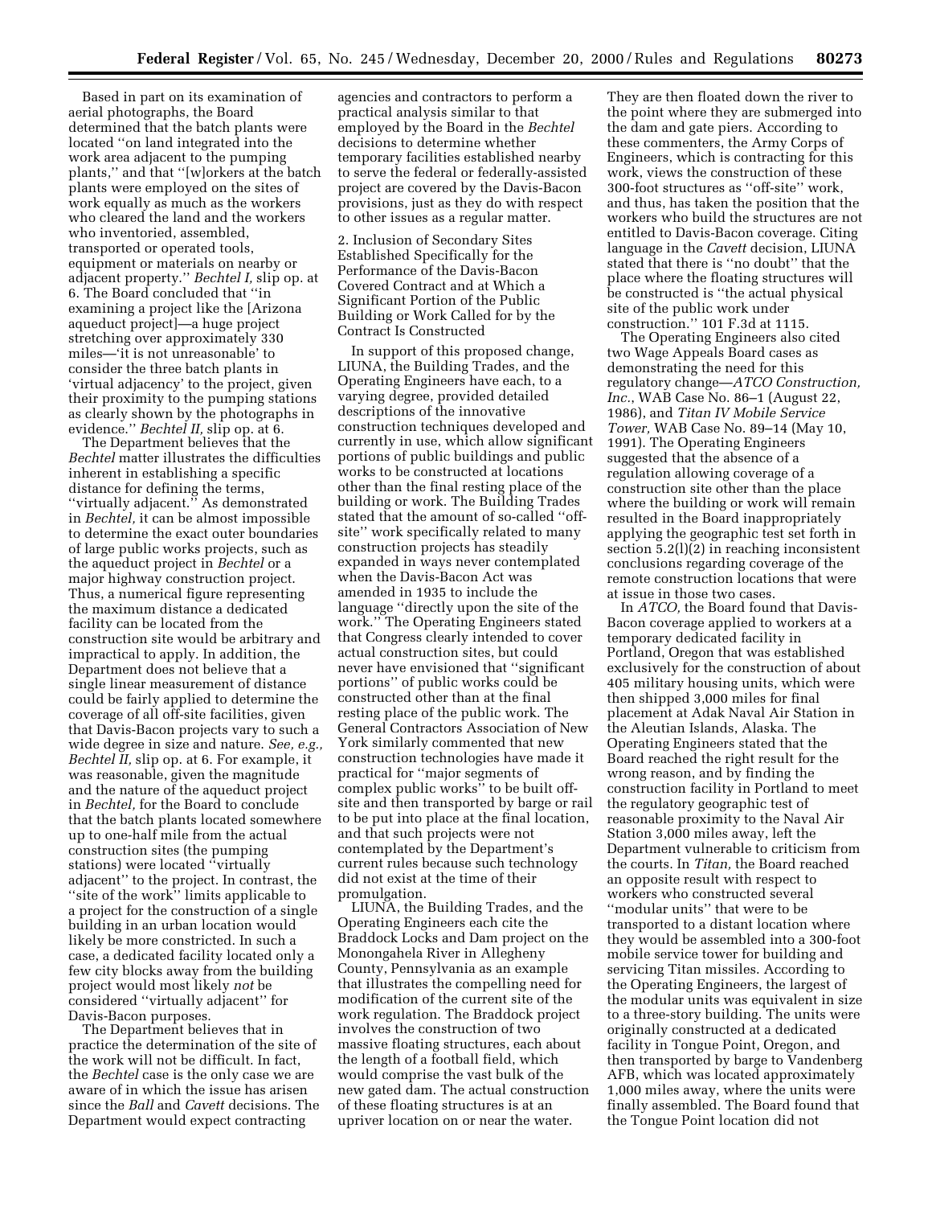Based in part on its examination of aerial photographs, the Board determined that the batch plants were located ''on land integrated into the work area adjacent to the pumping plants,'' and that ''[w]orkers at the batch plants were employed on the sites of work equally as much as the workers who cleared the land and the workers who inventoried, assembled, transported or operated tools, equipment or materials on nearby or adjacent property.'' *Bechtel I,* slip op. at 6. The Board concluded that ''in examining a project like the [Arizona aqueduct project]—a huge project stretching over approximately 330 miles—'it is not unreasonable' to consider the three batch plants in 'virtual adjacency' to the project, given their proximity to the pumping stations as clearly shown by the photographs in evidence.'' *Bechtel II,* slip op. at 6.

The Department believes that the *Bechtel* matter illustrates the difficulties inherent in establishing a specific distance for defining the terms, ''virtually adjacent.'' As demonstrated in *Bechtel,* it can be almost impossible to determine the exact outer boundaries of large public works projects, such as the aqueduct project in *Bechtel* or a major highway construction project. Thus, a numerical figure representing the maximum distance a dedicated facility can be located from the construction site would be arbitrary and impractical to apply. In addition, the Department does not believe that a single linear measurement of distance could be fairly applied to determine the coverage of all off-site facilities, given that Davis-Bacon projects vary to such a wide degree in size and nature. *See, e.g., Bechtel II,* slip op. at 6. For example, it was reasonable, given the magnitude and the nature of the aqueduct project in *Bechtel,* for the Board to conclude that the batch plants located somewhere up to one-half mile from the actual construction sites (the pumping stations) were located ''virtually adjacent'' to the project. In contrast, the ''site of the work'' limits applicable to a project for the construction of a single building in an urban location would likely be more constricted. In such a case, a dedicated facility located only a few city blocks away from the building project would most likely *not* be considered ''virtually adjacent'' for Davis-Bacon purposes.

The Department believes that in practice the determination of the site of the work will not be difficult. In fact, the *Bechtel* case is the only case we are aware of in which the issue has arisen since the *Ball* and *Cavett* decisions. The Department would expect contracting agencies and contractors to perform a practical analysis similar to that employed by the Board in the *Bechtel* decisions to determine whether temporary facilities established nearby to serve the federal or federally-assisted project are covered by the Davis-Bacon provisions, just as they do with respect to other issues as a regular matter.

2. Inclusion of Secondary Sites Established Specifically for the Performance of the Davis-Bacon Covered Contract and at Which a Significant Portion of the Public Building or Work Called for by the Contract Is Constructed

In support of this proposed change, LIUNA, the Building Trades, and the Operating Engineers have each, to a varying degree, provided detailed descriptions of the innovative construction techniques developed and currently in use, which allow significant portions of public buildings and public works to be constructed at locations other than the final resting place of the building or work. The Building Trades stated that the amount of so-called ''off-site'' work specifically related to many construction projects has steadily expanded in ways never contemplated when the Davis-Bacon Act was amended in 1935 to include the language ''directly upon the site of the work.'' The Operating Engineers stated that Congress clearly intended to cover actual construction sites, but could never have envisioned that ''significant portions'' of public works could be constructed other than at the final resting place of the public work. The General Contractors Association of New York similarly commented that new construction technologies have made it practical for ''major segments of complex public works'' to be built off-site and then transported by barge or rail to be put into place at the final location, and that such projects were not contemplated by the Department's current rules because such technology did not exist at the time of their promulgation.

LIUNA, the Building Trades, and the Operating Engineers each cite the Braddock Locks and Dam project on the Monongahela River in Allegheny County, Pennsylvania as an example that illustrates the compelling need for modification of the current site of the work regulation. The Braddock project involves the construction of two massive floating structures, each about the length of a football field, which would comprise the vast bulk of the new gated dam. The actual construction of these floating structures is at an upriver location on or near the water. They are then floated down the river to the point where they are submerged into the dam and gate piers. According to these commenters, the Army Corps of Engineers, which is contracting for this work, views the construction of these 300-foot structures as ''off-site'' work, and thus, has taken the position that the workers who build the structures are not entitled to Davis-Bacon coverage. Citing language in the *Cavett* decision, LIUNA stated that there is ''no doubt'' that the place where the floating structures will be constructed is ''the actual physical site of the public work under construction.'' 101 F.3d at 1115.

The Operating Engineers also cited two Wage Appeals Board cases as demonstrating the need for this regulatory change—*ATCO Construction, Inc.*, WAB Case No. 86–1 (August 22, 1986), and *Titan IV Mobile Service Tower,* WAB Case No. 89–14 (May 10, 1991). The Operating Engineers suggested that the absence of a regulation allowing coverage of a construction site other than the place where the building or work will remain resulted in the Board inappropriately applying the geographic test set forth in section 5.2(l)(2) in reaching inconsistent conclusions regarding coverage of the remote construction locations that were at issue in those two cases.

In *ATCO,* the Board found that Davis-Bacon coverage applied to workers at a temporary dedicated facility in Portland, Oregon that was established exclusively for the construction of about 405 military housing units, which were then shipped 3,000 miles for final placement at Adak Naval Air Station in the Aleutian Islands, Alaska. The Operating Engineers stated that the Board reached the right result for the wrong reason, and by finding the construction facility in Portland to meet the regulatory geographic test of reasonable proximity to the Naval Air Station 3,000 miles away, left the Department vulnerable to criticism from the courts. In *Titan,* the Board reached an opposite result with respect to workers who constructed several ''modular units'' that were to be transported to a distant location where they would be assembled into a 300-foot mobile service tower for building and servicing Titan missiles. According to the Operating Engineers, the largest of the modular units was equivalent in size to a three-story building. The units were originally constructed at a dedicated facility in Tongue Point, Oregon, and then transported by barge to Vandenberg AFB, which was located approximately 1,000 miles away, where the units were finally assembled. The Board found that the Tongue Point location did not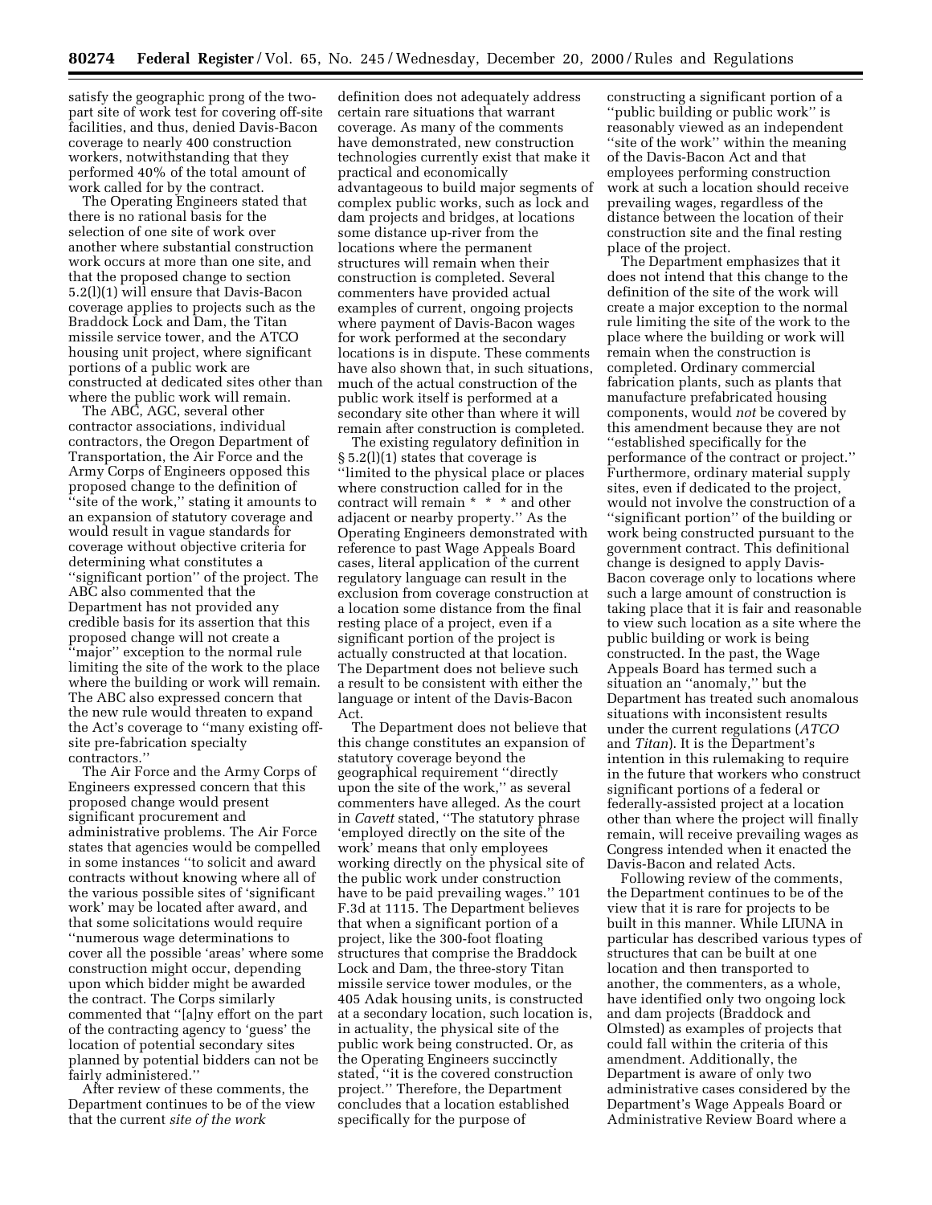satisfy the geographic prong of the two-part site of work test for covering off-site facilities, and thus, denied Davis-Bacon coverage to nearly 400 construction workers, notwithstanding that they performed 40% of the total amount of work called for by the contract.

The Operating Engineers stated that there is no rational basis for the selection of one site of work over another where substantial construction work occurs at more than one site, and that the proposed change to section 5.2(l)(1) will ensure that Davis-Bacon coverage applies to projects such as the Braddock Lock and Dam, the Titan missile service tower, and the ATCO housing unit project, where significant portions of a public work are constructed at dedicated sites other than where the public work will remain.

The ABC, AGC, several other contractor associations, individual contractors, the Oregon Department of Transportation, the Air Force and the Army Corps of Engineers opposed this proposed change to the definition of ''site of the work,'' stating it amounts to an expansion of statutory coverage and would result in vague standards for coverage without objective criteria for determining what constitutes a ''significant portion'' of the project. The ABC also commented that the Department has not provided any credible basis for its assertion that this proposed change will not create a ''major'' exception to the normal rule limiting the site of the work to the place where the building or work will remain. The ABC also expressed concern that the new rule would threaten to expand the Act's coverage to ''many existing off-site pre-fabrication specialty contractors.''

The Air Force and the Army Corps of Engineers expressed concern that this proposed change would present significant procurement and administrative problems. The Air Force states that agencies would be compelled in some instances ''to solicit and award contracts without knowing where all of the various possible sites of 'significant work' may be located after award, and that some solicitations would require ''numerous wage determinations to cover all the possible 'areas' where some construction might occur, depending upon which bidder might be awarded the contract. The Corps similarly commented that ''[a]ny effort on the part of the contracting agency to 'guess' the location of potential secondary sites planned by potential bidders can not be fairly administered.''

After review of these comments, the Department continues to be of the view that the current *site of the work* definition does not adequately address certain rare situations that warrant coverage. As many of the comments have demonstrated, new construction technologies currently exist that make it practical and economically advantageous to build major segments of complex public works, such as lock and dam projects and bridges, at locations some distance up-river from the locations where the permanent structures will remain when their construction is completed. Several commenters have provided actual examples of current, ongoing projects where payment of Davis-Bacon wages for work performed at the secondary locations is in dispute. These comments have also shown that, in such situations, much of the actual construction of the public work itself is performed at a secondary site other than where it will remain after construction is completed.

The existing regulatory definition in § 5.2(l)(1) states that coverage is ''limited to the physical place or places where construction called for in the contract will remain * * * and other adjacent or nearby property.'' As the Operating Engineers demonstrated with reference to past Wage Appeals Board cases, literal application of the current regulatory language can result in the exclusion from coverage construction at a location some distance from the final resting place of a project, even if a significant portion of the project is actually constructed at that location. The Department does not believe such a result to be consistent with either the language or intent of the Davis-Bacon Act.

The Department does not believe that this change constitutes an expansion of statutory coverage beyond the geographical requirement ''directly upon the site of the work,'' as several commenters have alleged. As the court in *Cavett* stated, ''The statutory phrase 'employed directly on the site of the work' means that only employees working directly on the physical site of the public work under construction have to be paid prevailing wages.'' 101 F.3d at 1115. The Department believes that when a significant portion of a project, like the 300-foot floating structures that comprise the Braddock Lock and Dam, the three-story Titan missile service tower modules, or the 405 Adak housing units, is constructed at a secondary location, such location is, in actuality, the physical site of the public work being constructed. Or, as the Operating Engineers succinctly stated, ''it is the covered construction project.'' Therefore, the Department concludes that a location established specifically for the purpose of constructing a significant portion of a ''public building or public work'' is reasonably viewed as an independent ''site of the work'' within the meaning of the Davis-Bacon Act and that employees performing construction work at such a location should receive prevailing wages, regardless of the distance between the location of their construction site and the final resting place of the project.

The Department emphasizes that it does not intend that this change to the definition of the site of the work will create a major exception to the normal rule limiting the site of the work to the place where the building or work will remain when the construction is completed. Ordinary commercial fabrication plants, such as plants that manufacture prefabricated housing components, would *not* be covered by this amendment because they are not ''established specifically for the performance of the contract or project.'' Furthermore, ordinary material supply sites, even if dedicated to the project, would not involve the construction of a ''significant portion'' of the building or work being constructed pursuant to the government contract. This definitional change is designed to apply Davis-Bacon coverage only to locations where such a large amount of construction is taking place that it is fair and reasonable to view such location as a site where the public building or work is being constructed. In the past, the Wage Appeals Board has termed such a situation an ''anomaly,'' but the Department has treated such anomalous situations with inconsistent results under the current regulations (*ATCO* and *Titan*). It is the Department's intention in this rulemaking to require in the future that workers who construct significant portions of a federal or federally-assisted project at a location other than where the project will finally remain, will receive prevailing wages as Congress intended when it enacted the Davis-Bacon and related Acts.

Following review of the comments, the Department continues to be of the view that it is rare for projects to be built in this manner. While LIUNA in particular has described various types of structures that can be built at one location and then transported to another, the commenters, as a whole, have identified only two ongoing lock and dam projects (Braddock and Olmsted) as examples of projects that could fall within the criteria of this amendment. Additionally, the Department is aware of only two administrative cases considered by the Department's Wage Appeals Board or Administrative Review Board where a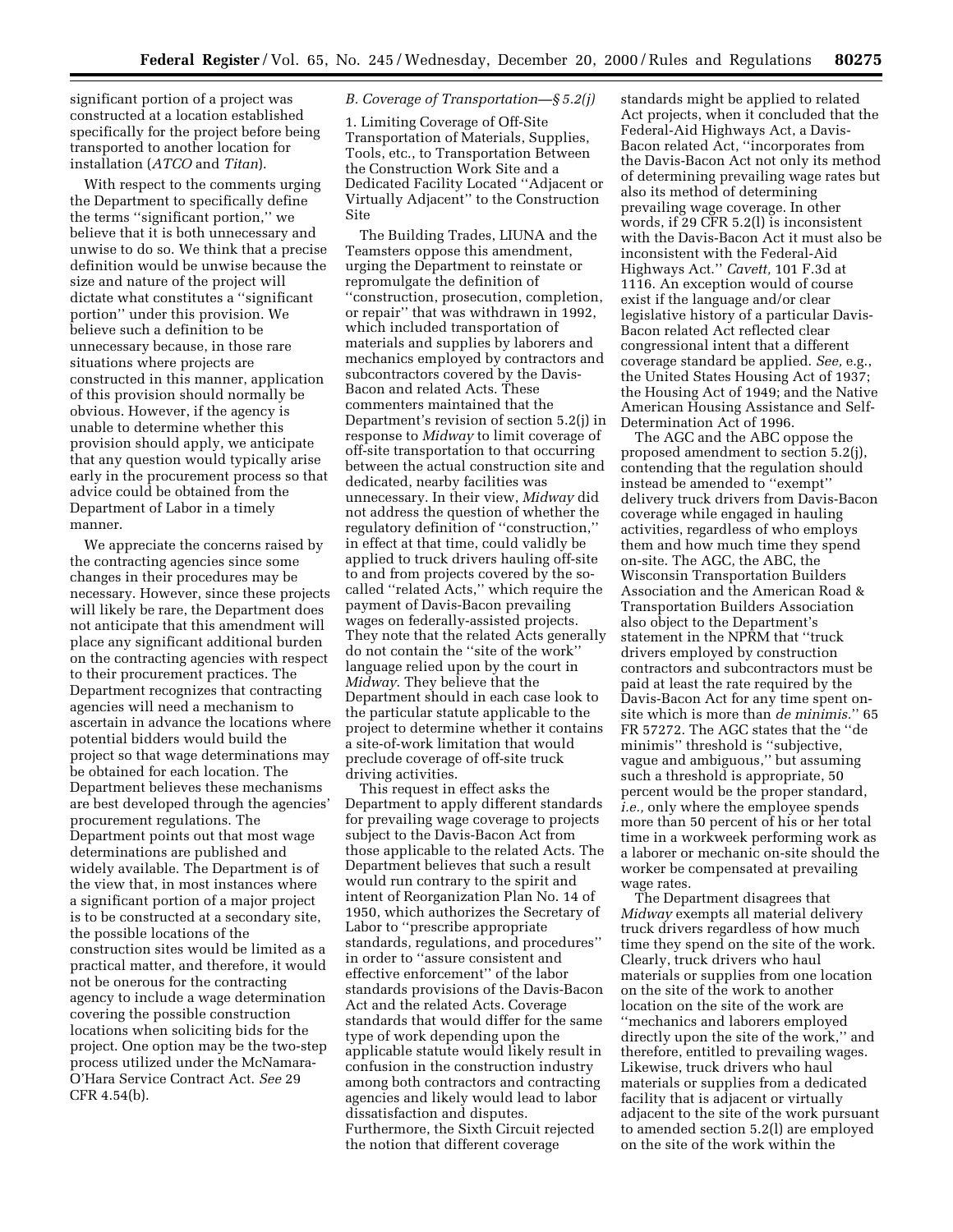significant portion of a project was constructed at a location established specifically for the project before being transported to another location for installation (*ATCO* and *Titan*).

With respect to the comments urging the Department to specifically define the terms ''significant portion,'' we believe that it is both unnecessary and unwise to do so. We think that a precise definition would be unwise because the size and nature of the project will dictate what constitutes a ''significant portion'' under this provision. We believe such a definition to be unnecessary because, in those rare situations where projects are constructed in this manner, application of this provision should normally be obvious. However, if the agency is unable to determine whether this provision should apply, we anticipate that any question would typically arise early in the procurement process so that advice could be obtained from the Department of Labor in a timely manner.

We appreciate the concerns raised by the contracting agencies since some changes in their procedures may be necessary. However, since these projects will likely be rare, the Department does not anticipate that this amendment will place any significant additional burden on the contracting agencies with respect to their procurement practices. The Department recognizes that contracting agencies will need a mechanism to ascertain in advance the locations where potential bidders would build the project so that wage determinations may be obtained for each location. The Department believes these mechanisms are best developed through the agencies' procurement regulations. The Department points out that most wage determinations are published and widely available. The Department is of the view that, in most instances where a significant portion of a major project is to be constructed at a secondary site, the possible locations of the construction sites would be limited as a practical matter, and therefore, it would not be onerous for the contracting agency to include a wage determination covering the possible construction locations when soliciting bids for the project. One option may be the two-step process utilized under the McNamara-O'Hara Service Contract Act. *See* 29 CFR 4.54(b).

### *B. Coverage of Transportation—§ 5.2(j)*

1. Limiting Coverage of Off-Site Transportation of Materials, Supplies, Tools, etc., to Transportation Between the Construction Work Site and a Dedicated Facility Located ''Adjacent or Virtually Adjacent'' to the Construction Site

The Building Trades, LIUNA and the Teamsters oppose this amendment, urging the Department to reinstate or repromulgate the definition of ''construction, prosecution, completion, or repair'' that was withdrawn in 1992, which included transportation of materials and supplies by laborers and mechanics employed by contractors and subcontractors covered by the Davis-Bacon and related Acts. These commenters maintained that the Department's revision of section 5.2(j) in response to *Midway* to limit coverage of off-site transportation to that occurring between the actual construction site and dedicated, nearby facilities was unnecessary. In their view, *Midway* did not address the question of whether the regulatory definition of ''construction,'' in effect at that time, could validly be applied to truck drivers hauling off-site to and from projects covered by the so-called ''related Acts,'' which require the payment of Davis-Bacon prevailing wages on federally-assisted projects. They note that the related Acts generally do not contain the ''site of the work'' language relied upon by the court in *Midway*. They believe that the Department should in each case look to the particular statute applicable to the project to determine whether it contains a site-of-work limitation that would preclude coverage of off-site truck driving activities.

This request in effect asks the Department to apply different standards for prevailing wage coverage to projects subject to the Davis-Bacon Act from those applicable to the related Acts. The Department believes that such a result would run contrary to the spirit and intent of Reorganization Plan No. 14 of 1950, which authorizes the Secretary of Labor to ''prescribe appropriate standards, regulations, and procedures'' in order to ''assure consistent and effective enforcement'' of the labor standards provisions of the Davis-Bacon Act and the related Acts. Coverage standards that would differ for the same type of work depending upon the applicable statute would likely result in confusion in the construction industry among both contractors and contracting agencies and likely would lead to labor dissatisfaction and disputes. Furthermore, the Sixth Circuit rejected the notion that different coverage standards might be applied to related Act projects, when it concluded that the Federal-Aid Highways Act, a Davis-Bacon related Act, ''incorporates from the Davis-Bacon Act not only its method of determining prevailing wage rates but also its method of determining prevailing wage coverage. In other words, if 29 CFR 5.2(l) is inconsistent with the Davis-Bacon Act it must also be inconsistent with the Federal-Aid Highways Act.'' *Cavett,* 101 F.3d at 1116. An exception would of course exist if the language and/or clear legislative history of a particular Davis-Bacon related Act reflected clear congressional intent that a different coverage standard be applied. *See,* e.g., the United States Housing Act of 1937; the Housing Act of 1949; and the Native American Housing Assistance and Self-Determination Act of 1996.

The AGC and the ABC oppose the proposed amendment to section 5.2(j), contending that the regulation should instead be amended to ''exempt'' delivery truck drivers from Davis-Bacon coverage while engaged in hauling activities, regardless of who employs them and how much time they spend on-site. The AGC, the ABC, the Wisconsin Transportation Builders Association and the American Road & Transportation Builders Association also object to the Department's statement in the NPRM that ''truck drivers employed by construction contractors and subcontractors must be paid at least the rate required by the Davis-Bacon Act for any time spent on-site which is more than *de minimis.*'' 65 FR 57272. The AGC states that the ''de minimis'' threshold is ''subjective, vague and ambiguous,'' but assuming such a threshold is appropriate, 50 percent would be the proper standard, *i.e.,* only where the employee spends more than 50 percent of his or her total time in a workweek performing work as a laborer or mechanic on-site should the worker be compensated at prevailing wage rates.

The Department disagrees that *Midway* exempts all material delivery truck drivers regardless of how much time they spend on the site of the work. Clearly, truck drivers who haul materials or supplies from one location on the site of the work to another location on the site of the work are ''mechanics and laborers employed directly upon the site of the work,'' and therefore, entitled to prevailing wages. Likewise, truck drivers who haul materials or supplies from a dedicated facility that is adjacent or virtually adjacent to the site of the work pursuant to amended section 5.2(l) are employed on the site of the work within the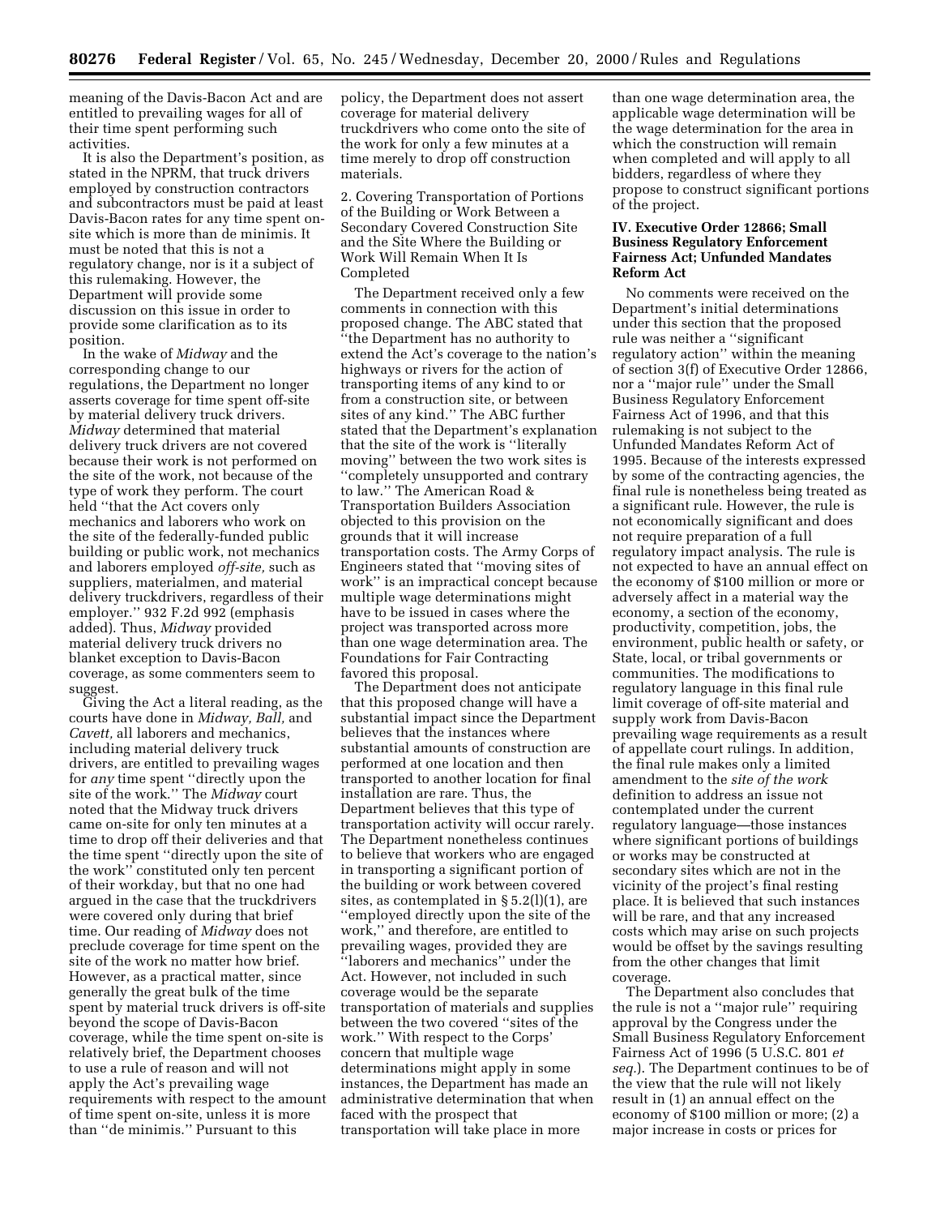meaning of the Davis-Bacon Act and are entitled to prevailing wages for all of their time spent performing such activities.

It is also the Department's position, as stated in the NPRM, that truck drivers employed by construction contractors and subcontractors must be paid at least Davis-Bacon rates for any time spent on-site which is more than de minimis. It must be noted that this is not a regulatory change, nor is it a subject of this rulemaking. However, the Department will provide some discussion on this issue in order to provide some clarification as to its position.

In the wake of *Midway* and the corresponding change to our regulations, the Department no longer asserts coverage for time spent off-site by material delivery truck drivers. *Midway* determined that material delivery truck drivers are not covered because their work is not performed on the site of the work, not because of the type of work they perform. The court held ''that the Act covers only mechanics and laborers who work on the site of the federally-funded public building or public work, not mechanics and laborers employed *off-site,* such as suppliers, materialmen, and material delivery truckdrivers, regardless of their employer.'' 932 F.2d 992 (emphasis added). Thus, *Midway* provided material delivery truck drivers no blanket exception to Davis-Bacon coverage, as some commenters seem to suggest.

Giving the Act a literal reading, as the courts have done in *Midway, Ball,* and *Cavett,* all laborers and mechanics, including material delivery truck drivers, are entitled to prevailing wages for *any* time spent ''directly upon the site of the work.'' The *Midway* court noted that the Midway truck drivers came on-site for only ten minutes at a time to drop off their deliveries and that the time spent ''directly upon the site of the work'' constituted only ten percent of their workday, but that no one had argued in the case that the truckdrivers were covered only during that brief time. Our reading of *Midway* does not preclude coverage for time spent on the site of the work no matter how brief. However, as a practical matter, since generally the great bulk of the time spent by material truck drivers is off-site beyond the scope of Davis-Bacon coverage, while the time spent on-site is relatively brief, the Department chooses to use a rule of reason and will not apply the Act's prevailing wage requirements with respect to the amount of time spent on-site, unless it is more than ''de minimis.'' Pursuant to this policy, the Department does not assert coverage for material delivery truckdrivers who come onto the site of the work for only a few minutes at a time merely to drop off construction materials.

2. Covering Transportation of Portions of the Building or Work Between a Secondary Covered Construction Site and the Site Where the Building or Work Will Remain When It Is Completed

The Department received only a few comments in connection with this proposed change. The ABC stated that ''the Department has no authority to extend the Act's coverage to the nation's highways or rivers for the action of transporting items of any kind to or from a construction site, or between sites of any kind.'' The ABC further stated that the Department's explanation that the site of the work is ''literally moving'' between the two work sites is ''completely unsupported and contrary to law.'' The American Road & Transportation Builders Association objected to this provision on the grounds that it will increase transportation costs. The Army Corps of Engineers stated that ''moving sites of work'' is an impractical concept because multiple wage determinations might have to be issued in cases where the project was transported across more than one wage determination area. The Foundations for Fair Contracting favored this proposal.

The Department does not anticipate that this proposed change will have a substantial impact since the Department believes that the instances where substantial amounts of construction are performed at one location and then transported to another location for final installation are rare. Thus, the Department believes that this type of transportation activity will occur rarely. The Department nonetheless continues to believe that workers who are engaged in transporting a significant portion of the building or work between covered sites, as contemplated in § 5.2(l)(1), are ''employed directly upon the site of the work,'' and therefore, are entitled to prevailing wages, provided they are ''laborers and mechanics'' under the Act. However, not included in such coverage would be the separate transportation of materials and supplies between the two covered ''sites of the work.'' With respect to the Corps' concern that multiple wage determinations might apply in some instances, the Department has made an administrative determination that when faced with the prospect that transportation will take place in more than one wage determination area, the applicable wage determination will be the wage determination for the area in which the construction will remain when completed and will apply to all bidders, regardless of where they propose to construct significant portions of the project.

## IV. Executive Order 12866; Small Business Regulatory Enforcement Fairness Act; Unfunded Mandates Reform Act

No comments were received on the Department's initial determinations under this section that the proposed rule was neither a ''significant regulatory action'' within the meaning of section 3(f) of Executive Order 12866, nor a ''major rule'' under the Small Business Regulatory Enforcement Fairness Act of 1996, and that this rulemaking is not subject to the Unfunded Mandates Reform Act of 1995. Because of the interests expressed by some of the contracting agencies, the final rule is nonetheless being treated as a significant rule. However, the rule is not economically significant and does not require preparation of a full regulatory impact analysis. The rule is not expected to have an annual effect on the economy of $100 million or more or adversely affect in a material way the economy, a section of the economy, productivity, competition, jobs, the environment, public health or safety, or State, local, or tribal governments or communities. The modifications to regulatory language in this final rule limit coverage of off-site material and supply work from Davis-Bacon prevailing wage requirements as a result of appellate court rulings. In addition, the final rule makes only a limited amendment to the *site of the work* definition to address an issue not contemplated under the current regulatory language—those instances where significant portions of buildings or works may be constructed at secondary sites which are not in the vicinity of the project's final resting place. It is believed that such instances will be rare, and that any increased costs which may arise on such projects would be offset by the savings resulting from the other changes that limit coverage.

The Department also concludes that the rule is not a ''major rule'' requiring approval by the Congress under the Small Business Regulatory Enforcement Fairness Act of 1996 (5 U.S.C. 801 *et seq.*). The Department continues to be of the view that the rule will not likely result in (1) an annual effect on the economy of $100 million or more; (2) a major increase in costs or prices for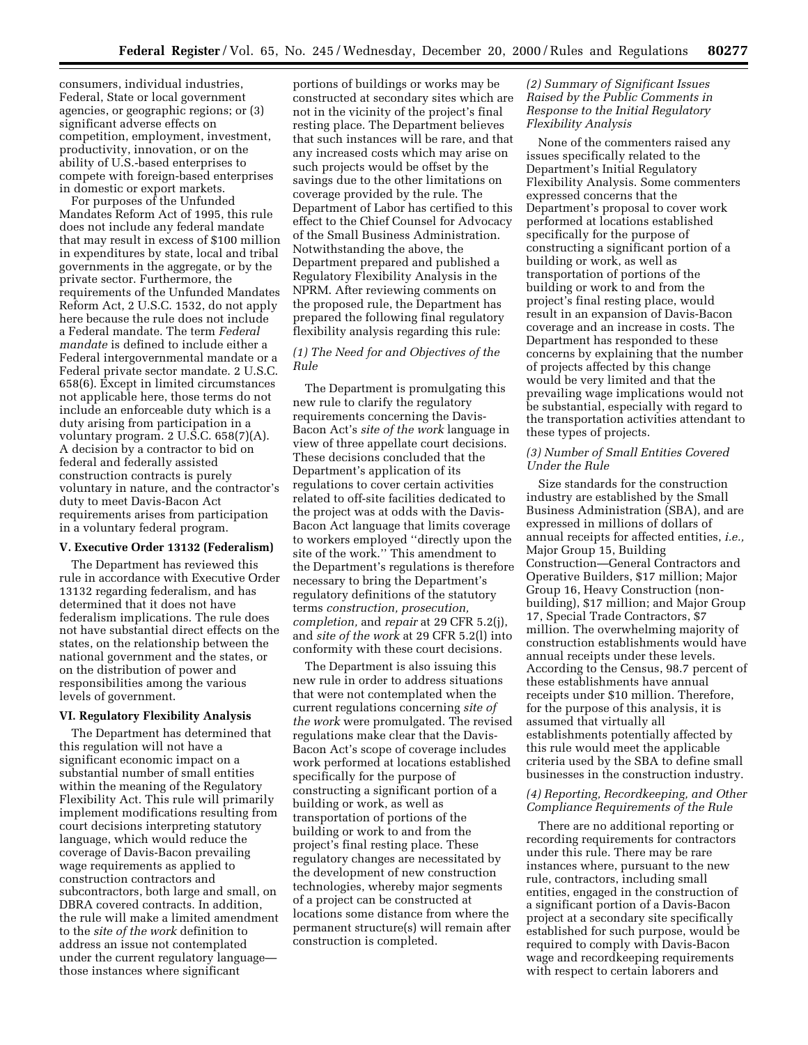consumers, individual industries, Federal, State or local government agencies, or geographic regions; or (3) significant adverse effects on competition, employment, investment, productivity, innovation, or on the ability of U.S.-based enterprises to compete with foreign-based enterprises in domestic or export markets.

For purposes of the Unfunded Mandates Reform Act of 1995, this rule does not include any federal mandate that may result in excess of $100 million in expenditures by state, local and tribal governments in the aggregate, or by the private sector. Furthermore, the requirements of the Unfunded Mandates Reform Act, 2 U.S.C. 1532, do not apply here because the rule does not include a Federal mandate. The term *Federal mandate* is defined to include either a Federal intergovernmental mandate or a Federal private sector mandate. 2 U.S.C. 658(6). Except in limited circumstances not applicable here, those terms do not include an enforceable duty which is a duty arising from participation in a voluntary program. 2 U.S.C. 658(7)(A). A decision by a contractor to bid on federal and federally assisted construction contracts is purely voluntary in nature, and the contractor's duty to meet Davis-Bacon Act requirements arises from participation in a voluntary federal program.

### V. Executive Order 13132 (Federalism)

The Department has reviewed this rule in accordance with Executive Order 13132 regarding federalism, and has determined that it does not have federalism implications. The rule does not have substantial direct effects on the states, on the relationship between the national government and the states, or on the distribution of power and responsibilities among the various levels of government.

### VI. Regulatory Flexibility Analysis

The Department has determined that this regulation will not have a significant economic impact on a substantial number of small entities within the meaning of the Regulatory Flexibility Act. This rule will primarily implement modifications resulting from court decisions interpreting statutory language, which would reduce the coverage of Davis-Bacon prevailing wage requirements as applied to construction contractors and subcontractors, both large and small, on DBRA covered contracts. In addition, the rule will make a limited amendment to the *site of the work* definition to address an issue not contemplated under the current regulatory language—those instances where significant portions of buildings or works may be constructed at secondary sites which are not in the vicinity of the project's final resting place. The Department believes that such instances will be rare, and that any increased costs which may arise on such projects would be offset by the savings due to the other limitations on coverage provided by the rule. The Department of Labor has certified to this effect to the Chief Counsel for Advocacy of the Small Business Administration. Notwithstanding the above, the Department prepared and published a Regulatory Flexibility Analysis in the NPRM. After reviewing comments on the proposed rule, the Department has prepared the following final regulatory flexibility analysis regarding this rule:

#### *(1) The Need for and Objectives of the Rule*

The Department is promulgating this new rule to clarify the regulatory requirements concerning the Davis-Bacon Act's *site of the work* language in view of three appellate court decisions. These decisions concluded that the Department's application of its regulations to cover certain activities related to off-site facilities dedicated to the project was at odds with the Davis-Bacon Act language that limits coverage to workers employed "directly upon the site of the work." This amendment to the Department's regulations is therefore necessary to bring the Department's regulatory definitions of the statutory terms *construction, prosecution, completion,* and *repair* at 29 CFR 5.2(j), and *site of the work* at 29 CFR 5.2(l) into conformity with these court decisions.

The Department is also issuing this new rule in order to address situations that were not contemplated when the current regulations concerning *site of the work* were promulgated. The revised regulations make clear that the Davis-Bacon Act's scope of coverage includes work performed at locations established specifically for the purpose of constructing a significant portion of a building or work, as well as transportation of portions of the building or work to and from the project's final resting place. These regulatory changes are necessitated by the development of new construction technologies, whereby major segments of a project can be constructed at locations some distance from where the permanent structure(s) will remain after construction is completed.

#### *(2) Summary of Significant Issues Raised by the Public Comments in Response to the Initial Regulatory Flexibility Analysis*

None of the commenters raised any issues specifically related to the Department's Initial Regulatory Flexibility Analysis. Some commenters expressed concerns that the Department's proposal to cover work performed at locations established specifically for the purpose of constructing a significant portion of a building or work, as well as transportation of portions of the building or work to and from the project's final resting place, would result in an expansion of Davis-Bacon coverage and an increase in costs. The Department has responded to these concerns by explaining that the number of projects affected by this change would be very limited and that the prevailing wage implications would not be substantial, especially with regard to the transportation activities attendant to these types of projects.

#### *(3) Number of Small Entities Covered Under the Rule*

Size standards for the construction industry are established by the Small Business Administration (SBA), and are expressed in millions of dollars of annual receipts for affected entities, *i.e.,* Major Group 15, Building Construction—General Contractors and Operative Builders, $17 million; Major Group 16, Heavy Construction (non-building), $17 million; and Major Group 17, Special Trade Contractors, $7 million. The overwhelming majority of construction establishments would have annual receipts under these levels. According to the Census, 98.7 percent of these establishments have annual receipts under $10 million. Therefore, for the purpose of this analysis, it is assumed that virtually all establishments potentially affected by this rule would meet the applicable criteria used by the SBA to define small businesses in the construction industry.

#### *(4) Reporting, Recordkeeping, and Other Compliance Requirements of the Rule*

There are no additional reporting or recording requirements for contractors under this rule. There may be rare instances where, pursuant to the new rule, contractors, including small entities, engaged in the construction of a significant portion of a Davis-Bacon project at a secondary site specifically established for such purpose, would be required to comply with Davis-Bacon wage and recordkeeping requirements with respect to certain laborers and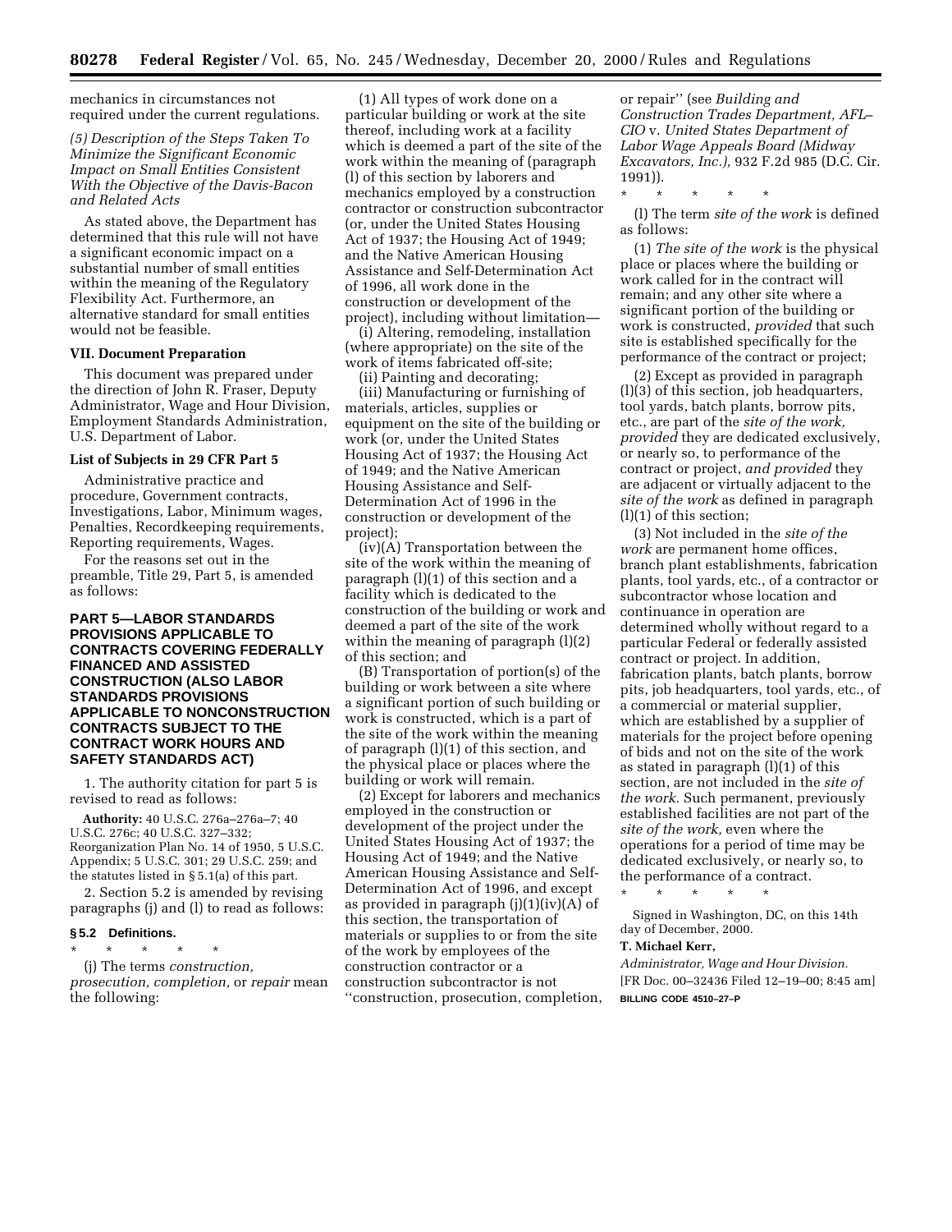mechanics in circumstances not required under the current regulations.

*(5) Description of the Steps Taken To Minimize the Significant Economic Impact on Small Entities Consistent With the Objective of the Davis-Bacon and Related Acts*

As stated above, the Department has determined that this rule will not have a significant economic impact on a substantial number of small entities within the meaning of the Regulatory Flexibility Act. Furthermore, an alternative standard for small entities would not be feasible.

**VII. Document Preparation**

This document was prepared under the direction of John R. Fraser, Deputy Administrator, Wage and Hour Division, Employment Standards Administration, U.S. Department of Labor.

**List of Subjects in 29 CFR Part 5**

Administrative practice and procedure, Government contracts, Investigations, Labor, Minimum wages, Penalties, Recordkeeping requirements, Reporting requirements, Wages.

For the reasons set out in the preamble, Title 29, Part 5, is amended as follows:

## PART 5—LABOR STANDARDS PROVISIONS APPLICABLE TO CONTRACTS COVERING FEDERALLY FINANCED AND ASSISTED CONSTRUCTION (ALSO LABOR STANDARDS PROVISIONS APPLICABLE TO NONCONSTRUCTION CONTRACTS SUBJECT TO THE CONTRACT WORK HOURS AND SAFETY STANDARDS ACT)

1. The authority citation for part 5 is revised to read as follows:

**Authority:** 40 U.S.C. 276a–276a–7; 40 U.S.C. 276c; 40 U.S.C. 327–332; Reorganization Plan No. 14 of 1950, 5 U.S.C. Appendix; 5 U.S.C. 301; 29 U.S.C. 259; and the statutes listed in § 5.1(a) of this part.

2. Section 5.2 is amended by revising paragraphs (j) and (l) to read as follows:

### § 5.2 Definitions.

\* \* \* \* \*

(j) The terms *construction, prosecution, completion,* or *repair* mean the following:

(1) All types of work done on a particular building or work at the site thereof, including work at a facility which is deemed a part of the site of the work within the meaning of (paragraph (l) of this section by laborers and mechanics employed by a construction contractor or construction subcontractor (or, under the United States Housing Act of 1937; the Housing Act of 1949; and the Native American Housing Assistance and Self-Determination Act of 1996, all work done in the construction or development of the project), including without limitation—

(i) Altering, remodeling, installation (where appropriate) on the site of the work of items fabricated off-site;

(ii) Painting and decorating;

(iii) Manufacturing or furnishing of materials, articles, supplies or equipment on the site of the building or work (or, under the United States Housing Act of 1937; the Housing Act of 1949; and the Native American Housing Assistance and Self-Determination Act of 1996 in the construction or development of the project);

(iv)(A) Transportation between the site of the work within the meaning of paragraph (l)(1) of this section and a facility which is dedicated to the construction of the building or work and deemed a part of the site of the work within the meaning of paragraph (l)(2) of this section; and

(B) Transportation of portion(s) of the building or work between a site where a significant portion of such building or work is constructed, which is a part of the site of the work within the meaning of paragraph (l)(1) of this section, and the physical place or places where the building or work will remain.

(2) Except for laborers and mechanics employed in the construction or development of the project under the United States Housing Act of 1937; the Housing Act of 1949; and the Native American Housing Assistance and Self-Determination Act of 1996, and except as provided in paragraph (j)(1)(iv)(A) of this section, the transportation of materials or supplies to or from the site of the work by employees of the construction contractor or a construction subcontractor is not ''construction, prosecution, completion, or repair'' (see *Building and Construction Trades Department, AFL–CIO* v. *United States Department of Labor Wage Appeals Board (Midway Excavators, Inc.),* 932 F.2d 985 (D.C. Cir. 1991)).

\* \* \* \* \*

(l) The term *site of the work* is defined as follows:

(1) *The site of the work* is the physical place or places where the building or work called for in the contract will remain; and any other site where a significant portion of the building or work is constructed, *provided* that such site is established specifically for the performance of the contract or project;

(2) Except as provided in paragraph (l)(3) of this section, job headquarters, tool yards, batch plants, borrow pits, etc., are part of the *site of the work, provided* they are dedicated exclusively, or nearly so, to performance of the contract or project, *and provided* they are adjacent or virtually adjacent to the *site of the work* as defined in paragraph (l)(1) of this section;

(3) Not included in the *site of the work* are permanent home offices, branch plant establishments, fabrication plants, tool yards, etc., of a contractor or subcontractor whose location and continuance in operation are determined wholly without regard to a particular Federal or federally assisted contract or project. In addition, fabrication plants, batch plants, borrow pits, job headquarters, tool yards, etc., of a commercial or material supplier, which are established by a supplier of materials for the project before opening of bids and not on the site of the work as stated in paragraph (l)(1) of this section, are not included in the *site of the work.* Such permanent, previously established facilities are not part of the *site of the work,* even where the operations for a period of time may be dedicated exclusively, or nearly so, to the performance of a contract.

\* \* \* \* \*

Signed in Washington, DC, on this 14th day of December, 2000.

**T. Michael Kerr,**

*Administrator, Wage and Hour Division.*

[FR Doc. 00–32436 Filed 12–19–00; 8:45 am]

**BILLING CODE 4510–27–P**